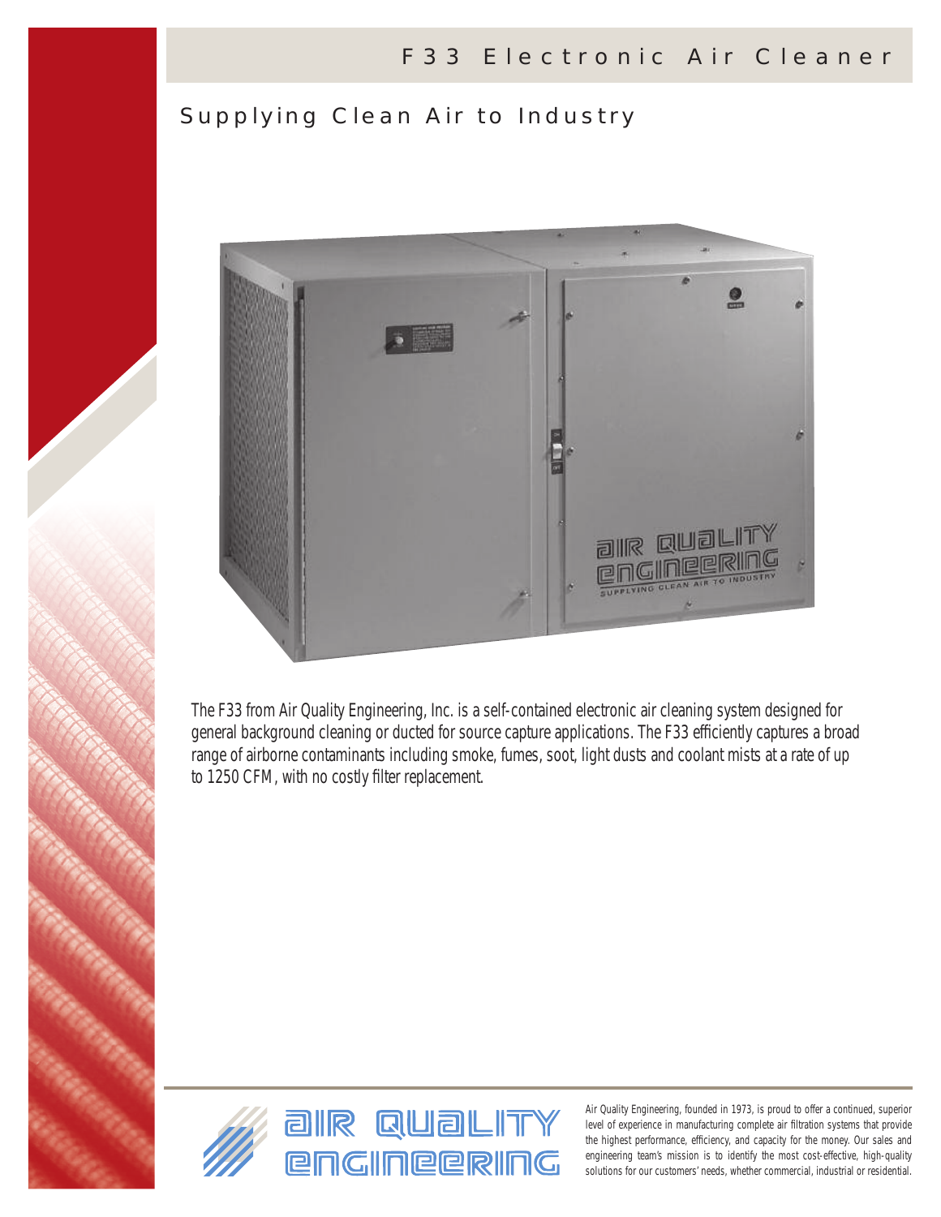# F33 Electronic Air Cleaner

## Supplying Clean Air to Industry

The F33 from Air Quality Engineering, Inc. is a self-contained electronic air cleaning system designed for general background cleaning or ducted for source capture applications. The F33 efficiently captures a broad range of airborne contaminants including smoke, fumes, soot, light dusts and coolant mists at a rate of up to 1250 CFM, with no costly filter replacement.

AIR QUALITY ENGINEERING

Air Quality Engineering, founded in 1973, is proud to offer a continued, superior level of experience in manufacturing complete air filtration systems that provide the highest performance, efficiency, and capacity for the money. Our sales and engineering team's mission is to identify the most cost-effective, high-quality solutions for our customers' needs, whether commercial, industrial or residential.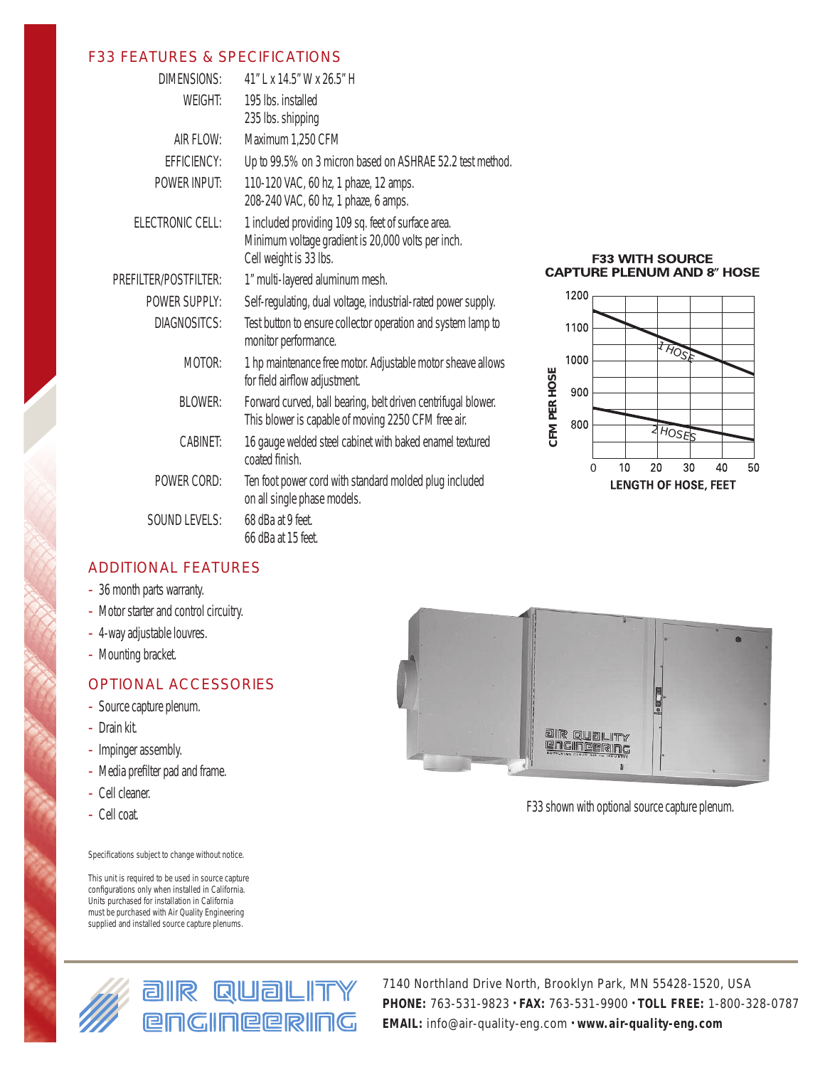## F33 FEATURES & SPECIFICATIONS

| | |
|---|---|
| DIMENSIONS: | 41" L x 14.5" W x 26.5" H |
| WEIGHT: | 195 lbs. installed<br>235 lbs. shipping |
| AIR FLOW: | Maximum 1,250 CFM |
| EFFICIENCY: | Up to 99.5% on 3 micron based on ASHRAE 52.2 test method. |
| POWER INPUT: | 110-120 VAC, 60 hz, 1 phaze, 12 amps.<br>208-240 VAC, 60 hz, 1 phaze, 6 amps. |
| ELECTRONIC CELL: | 1 included providing 109 sq. feet of surface area.<br>Minimum voltage gradient is 20,000 volts per inch.<br>Cell weight is 33 lbs. |
| PREFILTER/POSTFILTER: | 1" multi-layered aluminum mesh. |
| POWER SUPPLY: | Self-regulating, dual voltage, industrial-rated power supply. |
| DIAGNOSITCS: | Test button to ensure collector operation and system lamp to monitor performance. |
| MOTOR: | 1 hp maintenance free motor. Adjustable motor sheave allows for field airflow adjustment. |
| BLOWER: | Forward curved, ball bearing, belt driven centrifugal blower. This blower is capable of moving 2250 CFM free air. |
| CABINET: | 16 gauge welded steel cabinet with baked enamel textured coated finish. |
| POWER CORD: | Ten foot power cord with standard molded plug included on all single phase models. |
| SOUND LEVELS: | 68 dBa at 9 feet.<br>66 dBa at 15 feet. |

F33 WITH SOURCE CAPTURE PLENUM AND 8" HOSE

CFM PER HOSE

1200
1100
1000
900
800

1 HOSE
2 HOSES

0 10 20 30 40 50

LENGTH OF HOSE, FEET

## ADDITIONAL FEATURES

- 36 month parts warranty.
- Motor starter and control circuitry.
- 4-way adjustable louvres.
- Mounting bracket.

## OPTIONAL ACCESSORIES

- Source capture plenum.
- Drain kit.
- Impinger assembly.
- Media prefilter pad and frame.
- Cell cleaner.
- Cell coat.

F33 shown with optional source capture plenum.

Specifications subject to change without notice.

This unit is required to be used in source capture configurations only when installed in California. Units purchased for installation in California must be purchased with Air Quality Engineering supplied and installed source capture plenums.

AIR QUALITY ENGINEERING

7140 Northland Drive North, Brooklyn Park, MN 55428-1520, USA
**PHONE:** 763-531-9823 • **FAX:** 763-531-9900 • **TOLL FREE:** 1-800-328-0787
**EMAIL:** info@air-quality-eng.com • **www.air-quality-eng.com**